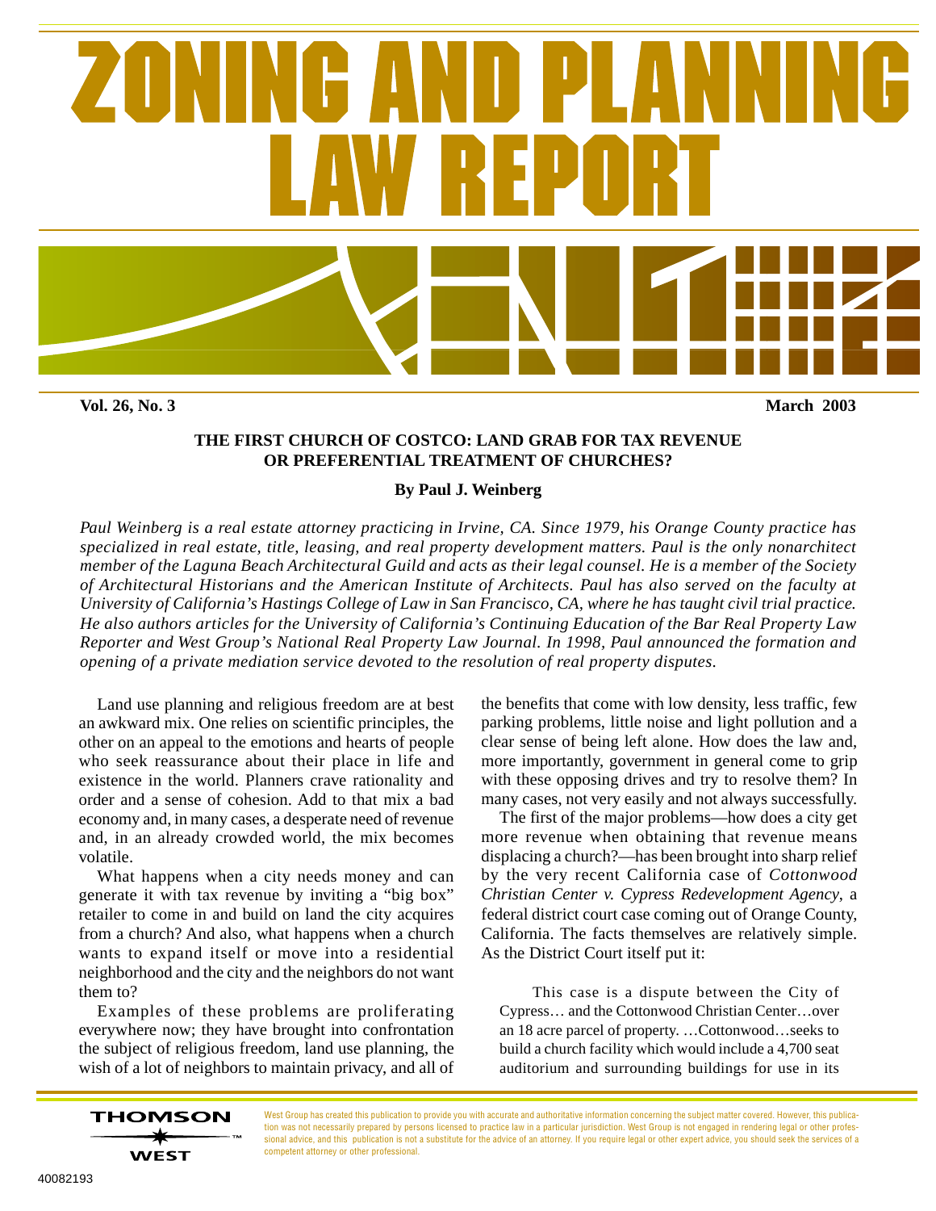# ZONING AND PLANNING LAW REPORT

**Vol. 26, No. 3** **March 2003**

## THE FIRST CHURCH OF COSTCO: LAND GRAB FOR TAX REVENUE OR PREFERENTIAL TREATMENT OF CHURCHES?

**By Paul J. Weinberg**

*Paul Weinberg is a real estate attorney practicing in Irvine, CA. Since 1979, his Orange County practice has specialized in real estate, title, leasing, and real property development matters. Paul is the only nonarchitect member of the Laguna Beach Architectural Guild and acts as their legal counsel. He is a member of the Society of Architectural Historians and the American Institute of Architects. Paul has also served on the faculty at University of California's Hastings College of Law in San Francisco, CA, where he has taught civil trial practice. He also authors articles for the University of California's Continuing Education of the Bar Real Property Law Reporter and West Group's National Real Property Law Journal. In 1998, Paul announced the formation and opening of a private mediation service devoted to the resolution of real property disputes.*

Land use planning and religious freedom are at best an awkward mix. One relies on scientific principles, the other on an appeal to the emotions and hearts of people who seek reassurance about their place in life and existence in the world. Planners crave rationality and order and a sense of cohesion. Add to that mix a bad economy and, in many cases, a desperate need of revenue and, in an already crowded world, the mix becomes volatile.

What happens when a city needs money and can generate it with tax revenue by inviting a "big box" retailer to come in and build on land the city acquires from a church? And also, what happens when a church wants to expand itself or move into a residential neighborhood and the city and the neighbors do not want them to?

Examples of these problems are proliferating everywhere now; they have brought into confrontation the subject of religious freedom, land use planning, the wish of a lot of neighbors to maintain privacy, and all of the benefits that come with low density, less traffic, few parking problems, little noise and light pollution and a clear sense of being left alone. How does the law and, more importantly, government in general come to grip with these opposing drives and try to resolve them? In many cases, not very easily and not always successfully.

The first of the major problems—how does a city get more revenue when obtaining that revenue means displacing a church?—has been brought into sharp relief by the very recent California case of *Cottonwood Christian Center v. Cypress Redevelopment Agency*, a federal district court case coming out of Orange County, California. The facts themselves are relatively simple. As the District Court itself put it:

> This case is a dispute between the City of Cypress… and the Cottonwood Christian Center…over an 18 acre parcel of property. …Cottonwood…seeks to build a church facility which would include a 4,700 seat auditorium and surrounding buildings for use in its

THOMSON WEST

West Group has created this publication to provide you with accurate and authoritative information concerning the subject matter covered. However, this publication was not necessarily prepared by persons licensed to practice law in a particular jurisdiction. West Group is not engaged in rendering legal or other professional advice, and this publication is not a substitute for the advice of an attorney. If you require legal or other expert advice, you should seek the services of a competent attorney or other professional.

40082193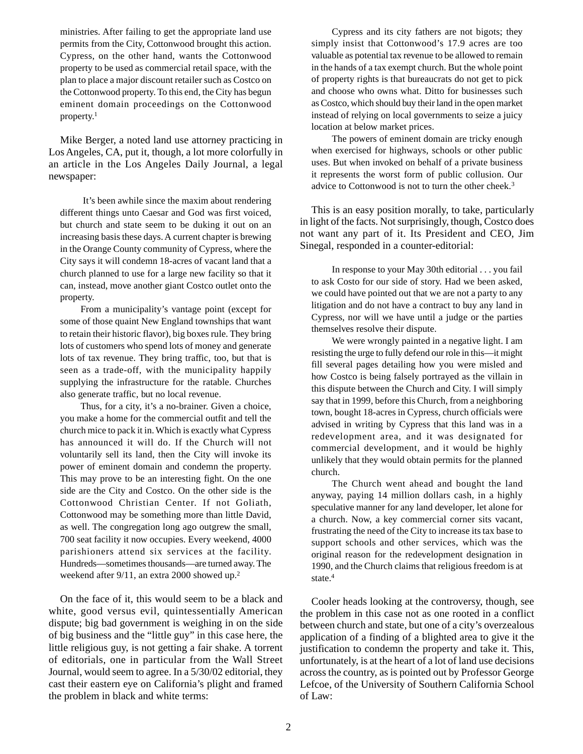> ministries. After failing to get the appropriate land use permits from the City, Cottonwood brought this action. Cypress, on the other hand, wants the Cottonwood property to be used as commercial retail space, with the plan to place a major discount retailer such as Costco on the Cottonwood property. To this end, the City has begun eminent domain proceedings on the Cottonwood property.[1]

Mike Berger, a noted land use attorney practicing in Los Angeles, CA, put it, though, a lot more colorfully in an article in the Los Angeles Daily Journal, a legal newspaper:

> It's been awhile since the maxim about rendering different things unto Caesar and God was first voiced, but church and state seem to be duking it out on an increasing basis these days. A current chapter is brewing in the Orange County community of Cypress, where the City says it will condemn 18-acres of vacant land that a church planned to use for a large new facility so that it can, instead, move another giant Costco outlet onto the property.
>
> From a municipality's vantage point (except for some of those quaint New England townships that want to retain their historic flavor), big boxes rule. They bring lots of customers who spend lots of money and generate lots of tax revenue. They bring traffic, too, but that is seen as a trade-off, with the municipality happily supplying the infrastructure for the ratable. Churches also generate traffic, but no local revenue.
>
> Thus, for a city, it's a no-brainer. Given a choice, you make a home for the commercial outfit and tell the church mice to pack it in. Which is exactly what Cypress has announced it will do. If the Church will not voluntarily sell its land, then the City will invoke its power of eminent domain and condemn the property. This may prove to be an interesting fight. On the one side are the City and Costco. On the other side is the Cottonwood Christian Center. If not Goliath, Cottonwood may be something more than little David, as well. The congregation long ago outgrew the small, 700 seat facility it now occupies. Every weekend, 4000 parishioners attend six services at the facility. Hundreds—sometimes thousands—are turned away. The weekend after 9/11, an extra 2000 showed up.[2]

On the face of it, this would seem to be a black and white, good versus evil, quintessentially American dispute; big bad government is weighing in on the side of big business and the "little guy" in this case here, the little religious guy, is not getting a fair shake. A torrent of editorials, one in particular from the Wall Street Journal, would seem to agree. In a 5/30/02 editorial, they cast their eastern eye on California's plight and framed the problem in black and white terms:

> Cypress and its city fathers are not bigots; they simply insist that Cottonwood's 17.9 acres are too valuable as potential tax revenue to be allowed to remain in the hands of a tax exempt church. But the whole point of property rights is that bureaucrats do not get to pick and choose who owns what. Ditto for businesses such as Costco, which should buy their land in the open market instead of relying on local governments to seize a juicy location at below market prices.
>
> The powers of eminent domain are tricky enough when exercised for highways, schools or other public uses. But when invoked on behalf of a private business it represents the worst form of public collusion. Our advice to Cottonwood is not to turn the other cheek.[3]

This is an easy position morally, to take, particularly in light of the facts. Not surprisingly, though, Costco does not want any part of it. Its President and CEO, Jim Sinegal, responded in a counter-editorial:

> In response to your May 30th editorial . . . you fail to ask Costo for our side of story. Had we been asked, we could have pointed out that we are not a party to any litigation and do not have a contract to buy any land in Cypress, nor will we have until a judge or the parties themselves resolve their dispute.
>
> We were wrongly painted in a negative light. I am resisting the urge to fully defend our role in this—it might fill several pages detailing how you were misled and how Costco is being falsely portrayed as the villain in this dispute between the Church and City. I will simply say that in 1999, before this Church, from a neighboring town, bought 18-acres in Cypress, church officials were advised in writing by Cypress that this land was in a redevelopment area, and it was designated for commercial development, and it would be highly unlikely that they would obtain permits for the planned church.
>
> The Church went ahead and bought the land anyway, paying 14 million dollars cash, in a highly speculative manner for any land developer, let alone for a church. Now, a key commercial corner sits vacant, frustrating the need of the City to increase its tax base to support schools and other services, which was the original reason for the redevelopment designation in 1990, and the Church claims that religious freedom is at state.[4]

Cooler heads looking at the controversy, though, see the problem in this case not as one rooted in a conflict between church and state, but one of a city's overzealous application of a finding of a blighted area to give it the justification to condemn the property and take it. This, unfortunately, is at the heart of a lot of land use decisions across the country, as is pointed out by Professor George Lefcoe, of the University of Southern California School of Law: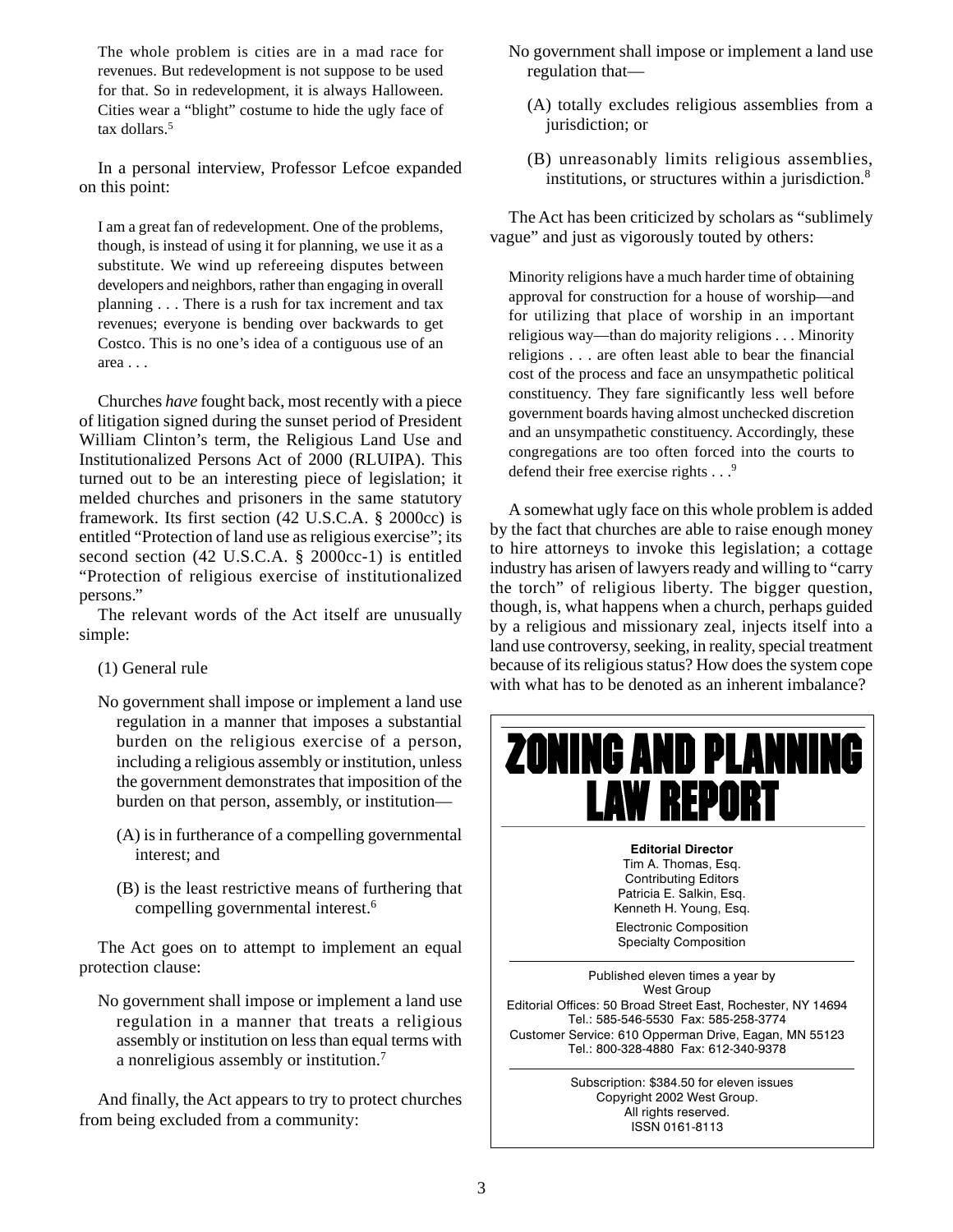> The whole problem is cities are in a mad race for revenues. But redevelopment is not suppose to be used for that. So in redevelopment, it is always Halloween. Cities wear a "blight" costume to hide the ugly face of tax dollars.[5]

In a personal interview, Professor Lefcoe expanded on this point:

> I am a great fan of redevelopment. One of the problems, though, is instead of using it for planning, we use it as a substitute. We wind up refereeing disputes between developers and neighbors, rather than engaging in overall planning . . . There is a rush for tax increment and tax revenues; everyone is bending over backwards to get Costco. This is no one's idea of a contiguous use of an area . . .

Churches *have* fought back, most recently with a piece of litigation signed during the sunset period of President William Clinton's term, the Religious Land Use and Institutionalized Persons Act of 2000 (RLUIPA). This turned out to be an interesting piece of legislation; it melded churches and prisoners in the same statutory framework. Its first section (42 U.S.C.A. § 2000cc) is entitled "Protection of land use as religious exercise"; its second section (42 U.S.C.A. § 2000cc-1) is entitled "Protection of religious exercise of institutionalized persons."

The relevant words of the Act itself are unusually simple:

> (1) General rule
>
> No government shall impose or implement a land use regulation in a manner that imposes a substantial burden on the religious exercise of a person, including a religious assembly or institution, unless the government demonstrates that imposition of the burden on that person, assembly, or institution—
>
> (A) is in furtherance of a compelling governmental interest; and
>
> (B) is the least restrictive means of furthering that compelling governmental interest.[6]

The Act goes on to attempt to implement an equal protection clause:

> No government shall impose or implement a land use regulation in a manner that treats a religious assembly or institution on less than equal terms with a nonreligious assembly or institution.[7]

And finally, the Act appears to try to protect churches from being excluded from a community:

> No government shall impose or implement a land use regulation that—
>
> (A) totally excludes religious assemblies from a jurisdiction; or
>
> (B) unreasonably limits religious assemblies, institutions, or structures within a jurisdiction.[8]

The Act has been criticized by scholars as "sublimely vague" and just as vigorously touted by others:

> Minority religions have a much harder time of obtaining approval for construction for a house of worship—and for utilizing that place of worship in an important religious way—than do majority religions . . . Minority religions . . . are often least able to bear the financial cost of the process and face an unsympathetic political constituency. They fare significantly less well before government boards having almost unchecked discretion and an unsympathetic constituency. Accordingly, these congregations are too often forced into the courts to defend their free exercise rights . . .[9]

A somewhat ugly face on this whole problem is added by the fact that churches are able to raise enough money to hire attorneys to invoke this legislation; a cottage industry has arisen of lawyers ready and willing to "carry the torch" of religious liberty. The bigger question, though, is, what happens when a church, perhaps guided by a religious and missionary zeal, injects itself into a land use controversy, seeking, in reality, special treatment because of its religious status? How does the system cope with what has to be denoted as an inherent imbalance?

---

**ZONING AND PLANNING LAW REPORT**

**Editorial Director**
Tim A. Thomas, Esq.
Contributing Editors
Patricia E. Salkin, Esq.
Kenneth H. Young, Esq.
Electronic Composition
Specialty Composition

Published eleven times a year by
West Group
Editorial Offices: 50 Broad Street East, Rochester, NY 14694
Tel.: 585-546-5530 Fax: 585-258-3774
Customer Service: 610 Opperman Drive, Eagan, MN 55123
Tel.: 800-328-4880 Fax: 612-340-9378

Subscription: $384.50 for eleven issues
Copyright 2002 West Group.
All rights reserved.
ISSN 0161-8113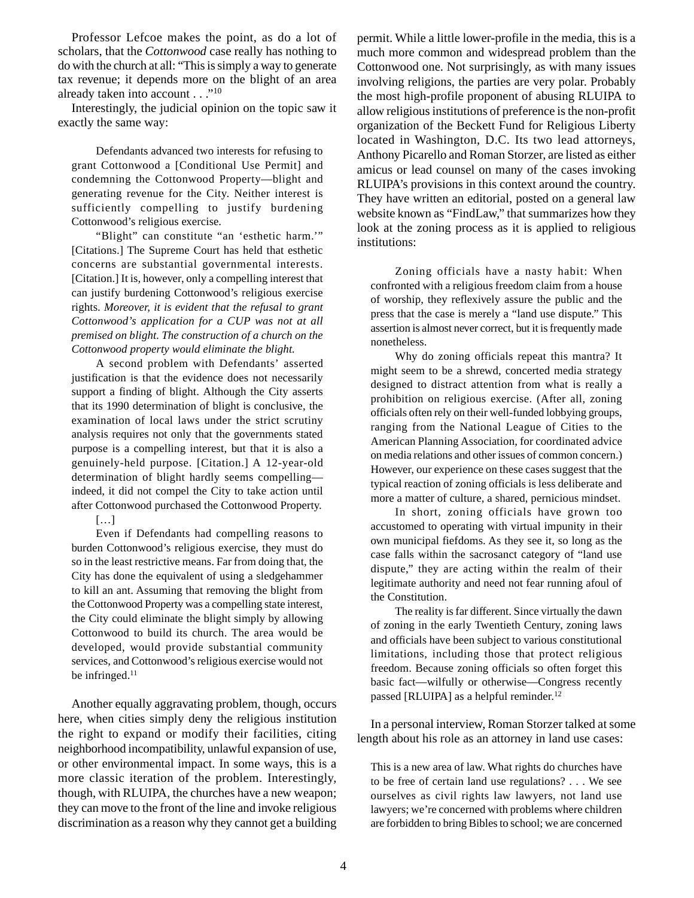Professor Lefcoe makes the point, as do a lot of scholars, that the *Cottonwood* case really has nothing to do with the church at all: "This is simply a way to generate tax revenue; it depends more on the blight of an area already taken into account . . ."[10]

Interestingly, the judicial opinion on the topic saw it exactly the same way:

> Defendants advanced two interests for refusing to grant Cottonwood a [Conditional Use Permit] and condemning the Cottonwood Property—blight and generating revenue for the City. Neither interest is sufficiently compelling to justify burdening Cottonwood's religious exercise.
>
> "Blight" can constitute "an 'esthetic harm.'" [Citations.] The Supreme Court has held that esthetic concerns are substantial governmental interests. [Citation.] It is, however, only a compelling interest that can justify burdening Cottonwood's religious exercise rights. *Moreover, it is evident that the refusal to grant Cottonwood's application for a CUP was not at all premised on blight. The construction of a church on the Cottonwood property would eliminate the blight.*
>
> A second problem with Defendants' asserted justification is that the evidence does not necessarily support a finding of blight. Although the City asserts that its 1990 determination of blight is conclusive, the examination of local laws under the strict scrutiny analysis requires not only that the governments stated purpose is a compelling interest, but that it is also a genuinely-held purpose. [Citation.] A 12-year-old determination of blight hardly seems compelling—indeed, it did not compel the City to take action until after Cottonwood purchased the Cottonwood Property.
>
> [...]
>
> Even if Defendants had compelling reasons to burden Cottonwood's religious exercise, they must do so in the least restrictive means. Far from doing that, the City has done the equivalent of using a sledgehammer to kill an ant. Assuming that removing the blight from the Cottonwood Property was a compelling state interest, the City could eliminate the blight simply by allowing Cottonwood to build its church. The area would be developed, would provide substantial community services, and Cottonwood's religious exercise would not be infringed.[11]

Another equally aggravating problem, though, occurs here, when cities simply deny the religious institution the right to expand or modify their facilities, citing neighborhood incompatibility, unlawful expansion of use, or other environmental impact. In some ways, this is a more classic iteration of the problem. Interestingly, though, with RLUIPA, the churches have a new weapon; they can move to the front of the line and invoke religious discrimination as a reason why they cannot get a building permit. While a little lower-profile in the media, this is a much more common and widespread problem than the Cottonwood one. Not surprisingly, as with many issues involving religions, the parties are very polar. Probably the most high-profile proponent of abusing RLUIPA to allow religious institutions of preference is the non-profit organization of the Beckett Fund for Religious Liberty located in Washington, D.C. Its two lead attorneys, Anthony Picarello and Roman Storzer, are listed as either amicus or lead counsel on many of the cases invoking RLUIPA's provisions in this context around the country. They have written an editorial, posted on a general law website known as "FindLaw," that summarizes how they look at the zoning process as it is applied to religious institutions:

> Zoning officials have a nasty habit: When confronted with a religious freedom claim from a house of worship, they reflexively assure the public and the press that the case is merely a "land use dispute." This assertion is almost never correct, but it is frequently made nonetheless.
>
> Why do zoning officials repeat this mantra? It might seem to be a shrewd, concerted media strategy designed to distract attention from what is really a prohibition on religious exercise. (After all, zoning officials often rely on their well-funded lobbying groups, ranging from the National League of Cities to the American Planning Association, for coordinated advice on media relations and other issues of common concern.) However, our experience on these cases suggest that the typical reaction of zoning officials is less deliberate and more a matter of culture, a shared, pernicious mindset.
>
> In short, zoning officials have grown too accustomed to operating with virtual impunity in their own municipal fiefdoms. As they see it, so long as the case falls within the sacrosanct category of "land use dispute," they are acting within the realm of their legitimate authority and need not fear running afoul of the Constitution.
>
> The reality is far different. Since virtually the dawn of zoning in the early Twentieth Century, zoning laws and officials have been subject to various constitutional limitations, including those that protect religious freedom. Because zoning officials so often forget this basic fact—wilfully or otherwise—Congress recently passed [RLUIPA] as a helpful reminder.[12]

In a personal interview, Roman Storzer talked at some length about his role as an attorney in land use cases:

> This is a new area of law. What rights do churches have to be free of certain land use regulations? . . . We see ourselves as civil rights law lawyers, not land use lawyers; we're concerned with problems where children are forbidden to bring Bibles to school; we are concerned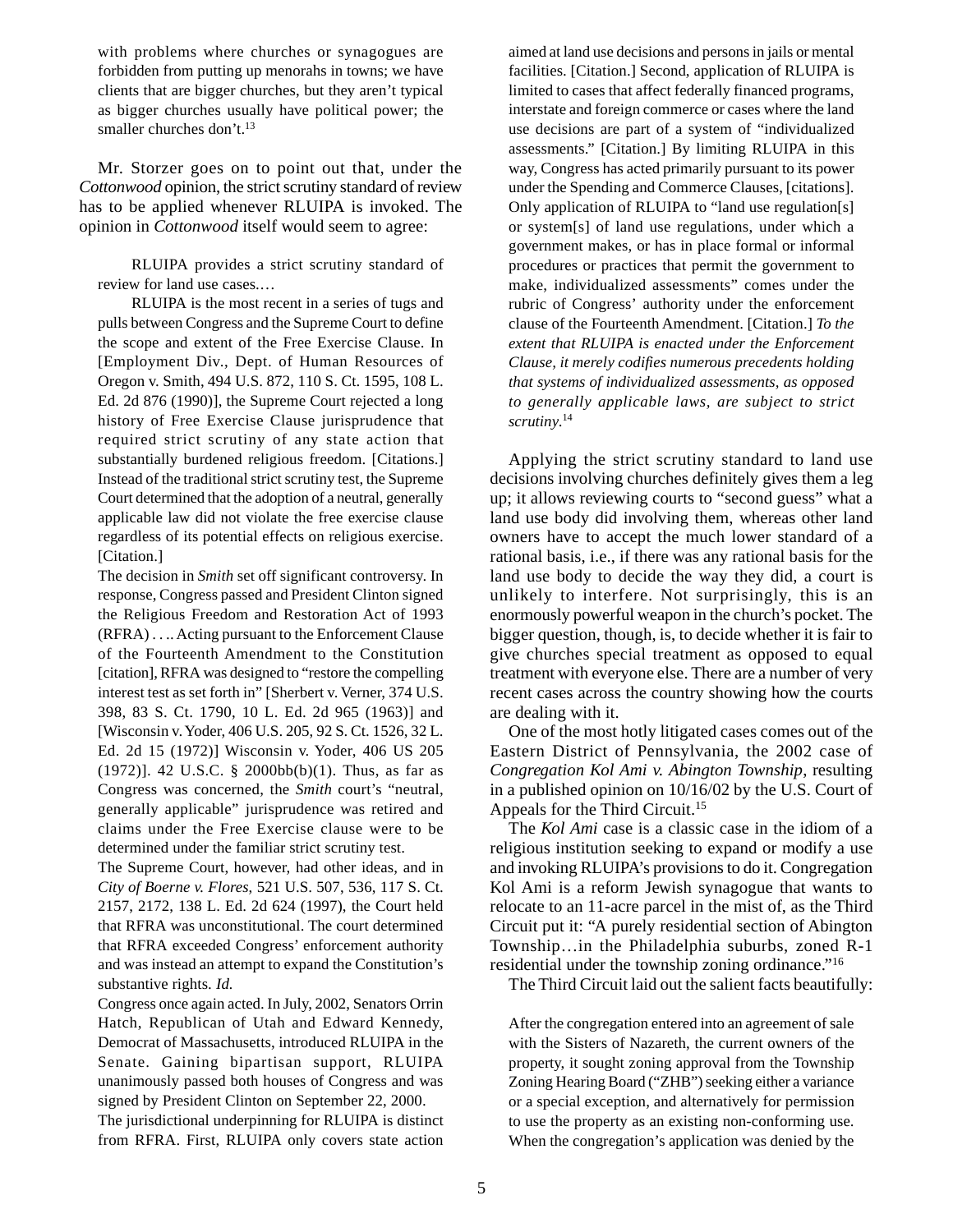with problems where churches or synagogues are forbidden from putting up menorahs in towns; we have clients that are bigger churches, but they aren't typical as bigger churches usually have political power; the smaller churches don't.[13]

Mr. Storzer goes on to point out that, under the *Cottonwood* opinion, the strict scrutiny standard of review has to be applied whenever RLUIPA is invoked. The opinion in *Cottonwood* itself would seem to agree:

> RLUIPA provides a strict scrutiny standard of review for land use cases.…
>
> RLUIPA is the most recent in a series of tugs and pulls between Congress and the Supreme Court to define the scope and extent of the Free Exercise Clause. In [Employment Div., Dept. of Human Resources of Oregon v. Smith, 494 U.S. 872, 110 S. Ct. 1595, 108 L. Ed. 2d 876 (1990)], the Supreme Court rejected a long history of Free Exercise Clause jurisprudence that required strict scrutiny of any state action that substantially burdened religious freedom. [Citations.] Instead of the traditional strict scrutiny test, the Supreme Court determined that the adoption of a neutral, generally applicable law did not violate the free exercise clause regardless of its potential effects on religious exercise. [Citation.]
>
> The decision in *Smith* set off significant controversy. In response, Congress passed and President Clinton signed the Religious Freedom and Restoration Act of 1993 (RFRA) . . .. Acting pursuant to the Enforcement Clause of the Fourteenth Amendment to the Constitution [citation], RFRA was designed to "restore the compelling interest test as set forth in" [Sherbert v. Verner, 374 U.S. 398, 83 S. Ct. 1790, 10 L. Ed. 2d 965 (1963)] and [Wisconsin v. Yoder, 406 U.S. 205, 92 S. Ct. 1526, 32 L. Ed. 2d 15 (1972)] Wisconsin v. Yoder, 406 US 205 (1972)]. 42 U.S.C. § 2000bb(b)(1). Thus, as far as Congress was concerned, the *Smith* court's "neutral, generally applicable" jurisprudence was retired and claims under the Free Exercise clause were to be determined under the familiar strict scrutiny test.
>
> The Supreme Court, however, had other ideas, and in *City of Boerne v. Flores*, 521 U.S. 507, 536, 117 S. Ct. 2157, 2172, 138 L. Ed. 2d 624 (1997), the Court held that RFRA was unconstitutional. The court determined that RFRA exceeded Congress' enforcement authority and was instead an attempt to expand the Constitution's substantive rights. *Id.*
>
> Congress once again acted. In July, 2002, Senators Orrin Hatch, Republican of Utah and Edward Kennedy, Democrat of Massachusetts, introduced RLUIPA in the Senate. Gaining bipartisan support, RLUIPA unanimously passed both houses of Congress and was signed by President Clinton on September 22, 2000.
>
> The jurisdictional underpinning for RLUIPA is distinct from RFRA. First, RLUIPA only covers state action aimed at land use decisions and persons in jails or mental facilities. [Citation.] Second, application of RLUIPA is limited to cases that affect federally financed programs, interstate and foreign commerce or cases where the land use decisions are part of a system of "individualized assessments." [Citation.] By limiting RLUIPA in this way, Congress has acted primarily pursuant to its power under the Spending and Commerce Clauses, [citations]. Only application of RLUIPA to "land use regulation[s] or system[s] of land use regulations, under which a government makes, or has in place formal or informal procedures or practices that permit the government to make, individualized assessments" comes under the rubric of Congress' authority under the enforcement clause of the Fourteenth Amendment. [Citation.] *To the extent that RLUIPA is enacted under the Enforcement Clause, it merely codifies numerous precedents holding that systems of individualized assessments, as opposed to generally applicable laws, are subject to strict scrutiny.*[14]

Applying the strict scrutiny standard to land use decisions involving churches definitely gives them a leg up; it allows reviewing courts to "second guess" what a land use body did involving them, whereas other land owners have to accept the much lower standard of a rational basis, i.e., if there was any rational basis for the land use body to decide the way they did, a court is unlikely to interfere. Not surprisingly, this is an enormously powerful weapon in the church's pocket. The bigger question, though, is, to decide whether it is fair to give churches special treatment as opposed to equal treatment with everyone else. There are a number of very recent cases across the country showing how the courts are dealing with it.

One of the most hotly litigated cases comes out of the Eastern District of Pennsylvania, the 2002 case of *Congregation Kol Ami v. Abington Township*, resulting in a published opinion on 10/16/02 by the U.S. Court of Appeals for the Third Circuit.[15]

The *Kol Ami* case is a classic case in the idiom of a religious institution seeking to expand or modify a use and invoking RLUIPA's provisions to do it. Congregation Kol Ami is a reform Jewish synagogue that wants to relocate to an 11-acre parcel in the mist of, as the Third Circuit put it: "A purely residential section of Abington Township…in the Philadelphia suburbs, zoned R-1 residential under the township zoning ordinance."[16]

The Third Circuit laid out the salient facts beautifully:

> After the congregation entered into an agreement of sale with the Sisters of Nazareth, the current owners of the property, it sought zoning approval from the Township Zoning Hearing Board ("ZHB") seeking either a variance or a special exception, and alternatively for permission to use the property as an existing non-conforming use. When the congregation's application was denied by the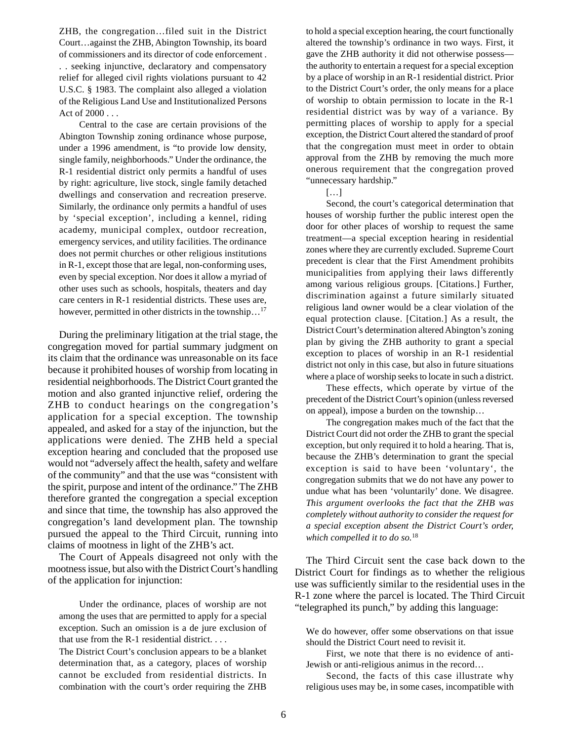> ZHB, the congregation…filed suit in the District Court…against the ZHB, Abington Township, its board of commissioners and its director of code enforcement . . . seeking injunctive, declaratory and compensatory relief for alleged civil rights violations pursuant to 42 U.S.C. § 1983. The complaint also alleged a violation of the Religious Land Use and Institutionalized Persons Act of 2000 . . .
>
> Central to the case are certain provisions of the Abington Township zoning ordinance whose purpose, under a 1996 amendment, is "to provide low density, single family, neighborhoods." Under the ordinance, the R-1 residential district only permits a handful of uses by right: agriculture, live stock, single family detached dwellings and conservation and recreation preserve. Similarly, the ordinance only permits a handful of uses by 'special exception', including a kennel, riding academy, municipal complex, outdoor recreation, emergency services, and utility facilities. The ordinance does not permit churches or other religious institutions in R-1, except those that are legal, non-conforming uses, even by special exception. Nor does it allow a myriad of other uses such as schools, hospitals, theaters and day care centers in R-1 residential districts. These uses are, however, permitted in other districts in the township…[17]

During the preliminary litigation at the trial stage, the congregation moved for partial summary judgment on its claim that the ordinance was unreasonable on its face because it prohibited houses of worship from locating in residential neighborhoods. The District Court granted the motion and also granted injunctive relief, ordering the ZHB to conduct hearings on the congregation's application for a special exception. The township appealed, and asked for a stay of the injunction, but the applications were denied. The ZHB held a special exception hearing and concluded that the proposed use would not "adversely affect the health, safety and welfare of the community" and that the use was "consistent with the spirit, purpose and intent of the ordinance." The ZHB therefore granted the congregation a special exception and since that time, the township has also approved the congregation's land development plan. The township pursued the appeal to the Third Circuit, running into claims of mootness in light of the ZHB's act.

The Court of Appeals disagreed not only with the mootness issue, but also with the District Court's handling of the application for injunction:

> Under the ordinance, places of worship are not among the uses that are permitted to apply for a special exception. Such an omission is a de jure exclusion of that use from the R-1 residential district. . . .
>
> The District Court's conclusion appears to be a blanket determination that, as a category, places of worship cannot be excluded from residential districts. In combination with the court's order requiring the ZHB to hold a special exception hearing, the court functionally altered the township's ordinance in two ways. First, it gave the ZHB authority it did not otherwise possess—the authority to entertain a request for a special exception by a place of worship in an R-1 residential district. Prior to the District Court's order, the only means for a place of worship to obtain permission to locate in the R-1 residential district was by way of a variance. By permitting places of worship to apply for a special exception, the District Court altered the standard of proof that the congregation must meet in order to obtain approval from the ZHB by removing the much more onerous requirement that the congregation proved "unnecessary hardship."
>
> […]
>
> Second, the court's categorical determination that houses of worship further the public interest open the door for other places of worship to request the same treatment—a special exception hearing in residential zones where they are currently excluded. Supreme Court precedent is clear that the First Amendment prohibits municipalities from applying their laws differently among various religious groups. [Citations.] Further, discrimination against a future similarly situated religious land owner would be a clear violation of the equal protection clause. [Citation.] As a result, the District Court's determination altered Abington's zoning plan by giving the ZHB authority to grant a special exception to places of worship in an R-1 residential district not only in this case, but also in future situations where a place of worship seeks to locate in such a district.
>
> These effects, which operate by virtue of the precedent of the District Court's opinion (unless reversed on appeal), impose a burden on the township…
>
> The congregation makes much of the fact that the District Court did not order the ZHB to grant the special exception, but only required it to hold a hearing. That is, because the ZHB's determination to grant the special exception is said to have been 'voluntary', the congregation submits that we do not have any power to undue what has been 'voluntarily' done. We disagree. *This argument overlooks the fact that the ZHB was completely without authority to consider the request for a special exception absent the District Court's order, which compelled it to do so.*[18]

The Third Circuit sent the case back down to the District Court for findings as to whether the religious use was sufficiently similar to the residential uses in the R-1 zone where the parcel is located. The Third Circuit "telegraphed its punch," by adding this language:

> We do however, offer some observations on that issue should the District Court need to revisit it.
>
> First, we note that there is no evidence of anti-Jewish or anti-religious animus in the record…
>
> Second, the facts of this case illustrate why religious uses may be, in some cases, incompatible with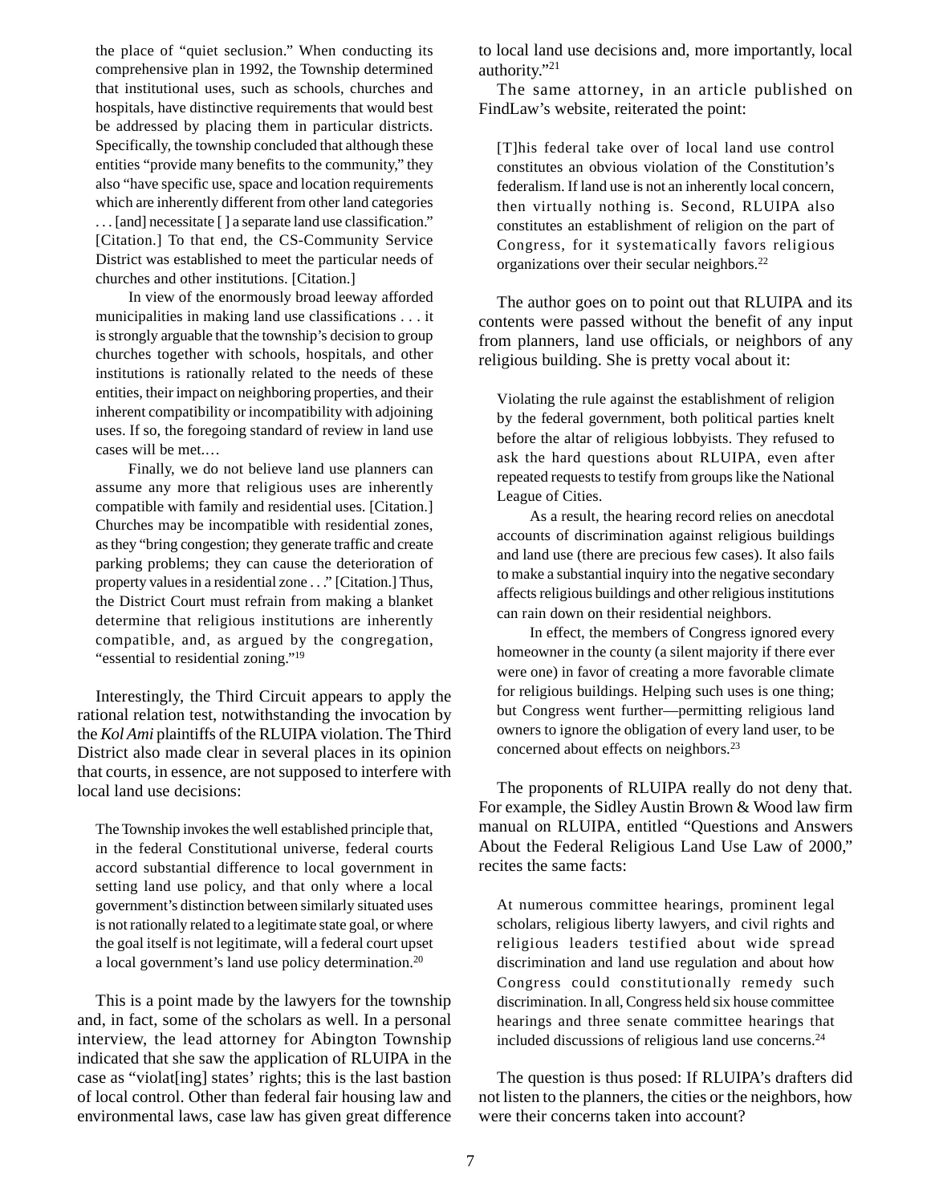> the place of "quiet seclusion." When conducting its comprehensive plan in 1992, the Township determined that institutional uses, such as schools, churches and hospitals, have distinctive requirements that would best be addressed by placing them in particular districts. Specifically, the township concluded that although these entities "provide many benefits to the community," they also "have specific use, space and location requirements which are inherently different from other land categories . . . [and] necessitate [ ] a separate land use classification." [Citation.] To that end, the CS-Community Service District was established to meet the particular needs of churches and other institutions. [Citation.]
>
> In view of the enormously broad leeway afforded municipalities in making land use classifications . . . it is strongly arguable that the township's decision to group churches together with schools, hospitals, and other institutions is rationally related to the needs of these entities, their impact on neighboring properties, and their inherent compatibility or incompatibility with adjoining uses. If so, the foregoing standard of review in land use cases will be met.…
>
> Finally, we do not believe land use planners can assume any more that religious uses are inherently compatible with family and residential uses. [Citation.] Churches may be incompatible with residential zones, as they "bring congestion; they generate traffic and create parking problems; they can cause the deterioration of property values in a residential zone . . ." [Citation.] Thus, the District Court must refrain from making a blanket determine that religious institutions are inherently compatible, and, as argued by the congregation, "essential to residential zoning."[19]

Interestingly, the Third Circuit appears to apply the rational relation test, notwithstanding the invocation by the *Kol Ami* plaintiffs of the RLUIPA violation. The Third District also made clear in several places in its opinion that courts, in essence, are not supposed to interfere with local land use decisions:

> The Township invokes the well established principle that, in the federal Constitutional universe, federal courts accord substantial difference to local government in setting land use policy, and that only where a local government's distinction between similarly situated uses is not rationally related to a legitimate state goal, or where the goal itself is not legitimate, will a federal court upset a local government's land use policy determination.[20]

This is a point made by the lawyers for the township and, in fact, some of the scholars as well. In a personal interview, the lead attorney for Abington Township indicated that she saw the application of RLUIPA in the case as "violat[ing] states' rights; this is the last bastion of local control. Other than federal fair housing law and environmental laws, case law has given great difference to local land use decisions and, more importantly, local authority."[21]

The same attorney, in an article published on FindLaw's website, reiterated the point:

> [T]his federal take over of local land use control constitutes an obvious violation of the Constitution's federalism. If land use is not an inherently local concern, then virtually nothing is. Second, RLUIPA also constitutes an establishment of religion on the part of Congress, for it systematically favors religious organizations over their secular neighbors.[22]

The author goes on to point out that RLUIPA and its contents were passed without the benefit of any input from planners, land use officials, or neighbors of any religious building. She is pretty vocal about it:

> Violating the rule against the establishment of religion by the federal government, both political parties knelt before the altar of religious lobbyists. They refused to ask the hard questions about RLUIPA, even after repeated requests to testify from groups like the National League of Cities.
>
> As a result, the hearing record relies on anecdotal accounts of discrimination against religious buildings and land use (there are precious few cases). It also fails to make a substantial inquiry into the negative secondary affects religious buildings and other religious institutions can rain down on their residential neighbors.
>
> In effect, the members of Congress ignored every homeowner in the county (a silent majority if there ever were one) in favor of creating a more favorable climate for religious buildings. Helping such uses is one thing; but Congress went further—permitting religious land owners to ignore the obligation of every land user, to be concerned about effects on neighbors.[23]

The proponents of RLUIPA really do not deny that. For example, the Sidley Austin Brown & Wood law firm manual on RLUIPA, entitled "Questions and Answers About the Federal Religious Land Use Law of 2000," recites the same facts:

> At numerous committee hearings, prominent legal scholars, religious liberty lawyers, and civil rights and religious leaders testified about wide spread discrimination and land use regulation and about how Congress could constitutionally remedy such discrimination. In all, Congress held six house committee hearings and three senate committee hearings that included discussions of religious land use concerns.[24]

The question is thus posed: If RLUIPA's drafters did not listen to the planners, the cities or the neighbors, how were their concerns taken into account?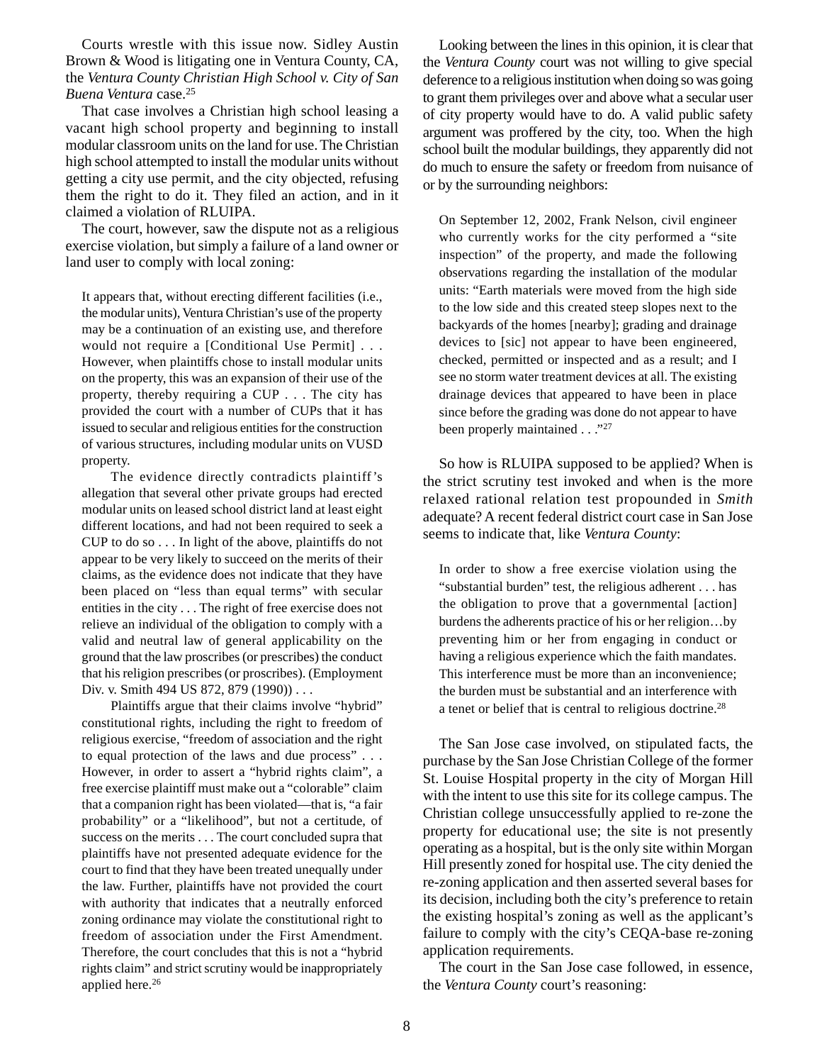Courts wrestle with this issue now. Sidley Austin Brown & Wood is litigating one in Ventura County, CA, the *Ventura County Christian High School v. City of San Buena Ventura* case.[25]

That case involves a Christian high school leasing a vacant high school property and beginning to install modular classroom units on the land for use. The Christian high school attempted to install the modular units without getting a city use permit, and the city objected, refusing them the right to do it. They filed an action, and in it claimed a violation of RLUIPA.

The court, however, saw the dispute not as a religious exercise violation, but simply a failure of a land owner or land user to comply with local zoning:

> It appears that, without erecting different facilities (i.e., the modular units), Ventura Christian's use of the property may be a continuation of an existing use, and therefore would not require a [Conditional Use Permit] . . . However, when plaintiffs chose to install modular units on the property, this was an expansion of their use of the property, thereby requiring a CUP . . . The city has provided the court with a number of CUPs that it has issued to secular and religious entities for the construction of various structures, including modular units on VUSD property.
>
> The evidence directly contradicts plaintiff's allegation that several other private groups had erected modular units on leased school district land at least eight different locations, and had not been required to seek a CUP to do so . . . In light of the above, plaintiffs do not appear to be very likely to succeed on the merits of their claims, as the evidence does not indicate that they have been placed on "less than equal terms" with secular entities in the city . . . The right of free exercise does not relieve an individual of the obligation to comply with a valid and neutral law of general applicability on the ground that the law proscribes (or prescribes) the conduct that his religion prescribes (or proscribes). (Employment Div. v. Smith 494 US 872, 879 (1990)) . . .
>
> Plaintiffs argue that their claims involve "hybrid" constitutional rights, including the right to freedom of religious exercise, "freedom of association and the right to equal protection of the laws and due process" . . . However, in order to assert a "hybrid rights claim", a free exercise plaintiff must make out a "colorable" claim that a companion right has been violated—that is, "a fair probability" or a "likelihood", but not a certitude, of success on the merits . . . The court concluded supra that plaintiffs have not presented adequate evidence for the court to find that they have been treated unequally under the law. Further, plaintiffs have not provided the court with authority that indicates that a neutrally enforced zoning ordinance may violate the constitutional right to freedom of association under the First Amendment. Therefore, the court concludes that this is not a "hybrid rights claim" and strict scrutiny would be inappropriately applied here.[26]

Looking between the lines in this opinion, it is clear that the *Ventura County* court was not willing to give special deference to a religious institution when doing so was going to grant them privileges over and above what a secular user of city property would have to do. A valid public safety argument was proffered by the city, too. When the high school built the modular buildings, they apparently did not do much to ensure the safety or freedom from nuisance of or by the surrounding neighbors:

> On September 12, 2002, Frank Nelson, civil engineer who currently works for the city performed a "site inspection" of the property, and made the following observations regarding the installation of the modular units: "Earth materials were moved from the high side to the low side and this created steep slopes next to the backyards of the homes [nearby]; grading and drainage devices to [sic] not appear to have been engineered, checked, permitted or inspected and as a result; and I see no storm water treatment devices at all. The existing drainage devices that appeared to have been in place since before the grading was done do not appear to have been properly maintained . . ."[27]

So how is RLUIPA supposed to be applied? When is the strict scrutiny test invoked and when is the more relaxed rational relation test propounded in *Smith* adequate? A recent federal district court case in San Jose seems to indicate that, like *Ventura County*:

> In order to show a free exercise violation using the "substantial burden" test, the religious adherent . . . has the obligation to prove that a governmental [action] burdens the adherents practice of his or her religion…by preventing him or her from engaging in conduct or having a religious experience which the faith mandates. This interference must be more than an inconvenience; the burden must be substantial and an interference with a tenet or belief that is central to religious doctrine.[28]

The San Jose case involved, on stipulated facts, the purchase by the San Jose Christian College of the former St. Louise Hospital property in the city of Morgan Hill with the intent to use this site for its college campus. The Christian college unsuccessfully applied to re-zone the property for educational use; the site is not presently operating as a hospital, but is the only site within Morgan Hill presently zoned for hospital use. The city denied the re-zoning application and then asserted several bases for its decision, including both the city's preference to retain the existing hospital's zoning as well as the applicant's failure to comply with the city's CEQA-base re-zoning application requirements.

The court in the San Jose case followed, in essence, the *Ventura County* court's reasoning: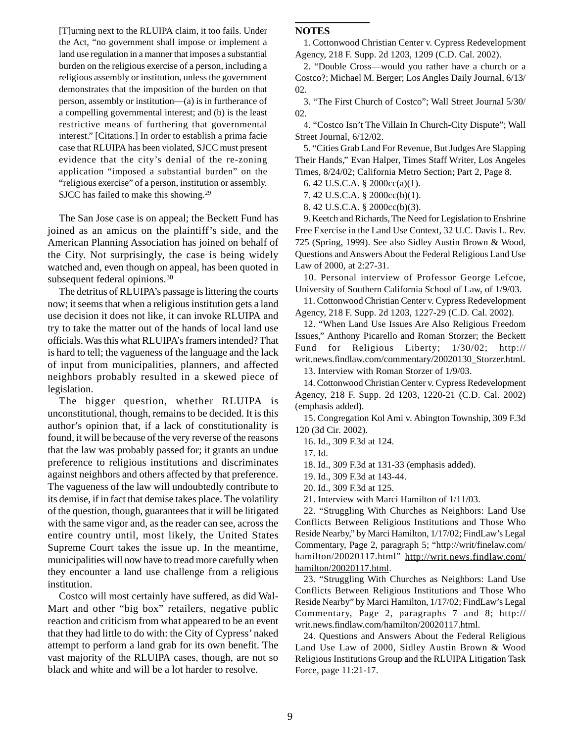> [T]urning next to the RLUIPA claim, it too fails. Under the Act, "no government shall impose or implement a land use regulation in a manner that imposes a substantial burden on the religious exercise of a person, including a religious assembly or institution, unless the government demonstrates that the imposition of the burden on that person, assembly or institution—(a) is in furtherance of a compelling governmental interest; and (b) is the least restrictive means of furthering that governmental interest." [Citations.] In order to establish a prima facie case that RLUIPA has been violated, SJCC must present evidence that the city's denial of the re-zoning application "imposed a substantial burden" on the "religious exercise" of a person, institution or assembly. SJCC has failed to make this showing.[29]

The San Jose case is on appeal; the Beckett Fund has joined as an amicus on the plaintiff's side, and the American Planning Association has joined on behalf of the City. Not surprisingly, the case is being widely watched and, even though on appeal, has been quoted in subsequent federal opinions.[30]

The detritus of RLUIPA's passage is littering the courts now; it seems that when a religious institution gets a land use decision it does not like, it can invoke RLUIPA and try to take the matter out of the hands of local land use officials. Was this what RLUIPA's framers intended? That is hard to tell; the vagueness of the language and the lack of input from municipalities, planners, and affected neighbors probably resulted in a skewed piece of legislation.

The bigger question, whether RLUIPA is unconstitutional, though, remains to be decided. It is this author's opinion that, if a lack of constitutionality is found, it will be because of the very reverse of the reasons that the law was probably passed for; it grants an undue preference to religious institutions and discriminates against neighbors and others affected by that preference. The vagueness of the law will undoubtedly contribute to its demise, if in fact that demise takes place. The volatility of the question, though, guarantees that it will be litigated with the same vigor and, as the reader can see, across the entire country until, most likely, the United States Supreme Court takes the issue up. In the meantime, municipalities will now have to tread more carefully when they encounter a land use challenge from a religious institution.

Costco will most certainly have suffered, as did Wal-Mart and other "big box" retailers, negative public reaction and criticism from what appeared to be an event that they had little to do with: the City of Cypress' naked attempt to perform a land grab for its own benefit. The vast majority of the RLUIPA cases, though, are not so black and white and will be a lot harder to resolve.

## NOTES

1. Cottonwood Christian Center v. Cypress Redevelopment Agency, 218 F. Supp. 2d 1203, 1209 (C.D. Cal. 2002).

2. "Double Cross—would you rather have a church or a Costco?; Michael M. Berger; Los Angles Daily Journal, 6/13/02.

3. "The First Church of Costco"; Wall Street Journal 5/30/02.

4. "Costco Isn't The Villain In Church-City Dispute"; Wall Street Journal, 6/12/02.

5. "Cities Grab Land For Revenue, But Judges Are Slapping Their Hands," Evan Halper, Times Staff Writer, Los Angeles Times, 8/24/02; California Metro Section; Part 2, Page 8.

6. 42 U.S.C.A. § 2000cc(a)(1).

7. 42 U.S.C.A. § 2000cc(b)(1).

8. 42 U.S.C.A. § 2000cc(b)(3).

9. Keetch and Richards, The Need for Legislation to Enshrine Free Exercise in the Land Use Context, 32 U.C. Davis L. Rev. 725 (Spring, 1999). See also Sidley Austin Brown & Wood, Questions and Answers About the Federal Religious Land Use Law of 2000, at 2:27-31.

10. Personal interview of Professor George Lefcoe, University of Southern California School of Law, of 1/9/03.

11. Cottonwood Christian Center v. Cypress Redevelopment Agency, 218 F. Supp. 2d 1203, 1227-29 (C.D. Cal. 2002).

12. "When Land Use Issues Are Also Religious Freedom Issues," Anthony Picarello and Roman Storzer; the Beckett Fund for Religious Liberty; 1/30/02; http://writ.news.findlaw.com/commentary/20020130_Storzer.html.

13. Interview with Roman Storzer of 1/9/03.

14. Cottonwood Christian Center v. Cypress Redevelopment Agency, 218 F. Supp. 2d 1203, 1220-21 (C.D. Cal. 2002) (emphasis added).

15. Congregation Kol Ami v. Abington Township, 309 F.3d 120 (3d Cir. 2002).

16. Id., 309 F.3d at 124.

17. Id.

18. Id., 309 F.3d at 131-33 (emphasis added).

19. Id., 309 F.3d at 143-44.

20. Id., 309 F.3d at 125.

21. Interview with Marci Hamilton of 1/11/03.

22. "Struggling With Churches as Neighbors: Land Use Conflicts Between Religious Institutions and Those Who Reside Nearby," by Marci Hamilton, 1/17/02; FindLaw's Legal Commentary, Page 2, paragraph 5; "http://writ/finelaw.com/hamilton/20020117.html" http://writ.news.findlaw.com/hamilton/20020117.html.

23. "Struggling With Churches as Neighbors: Land Use Conflicts Between Religious Institutions and Those Who Reside Nearby" by Marci Hamilton, 1/17/02; FindLaw's Legal Commentary, Page 2, paragraphs 7 and 8; http://writ.news.findlaw.com/hamilton/20020117.html.

24. Questions and Answers About the Federal Religious Land Use Law of 2000, Sidley Austin Brown & Wood Religious Institutions Group and the RLUIPA Litigation Task Force, page 11:21-17.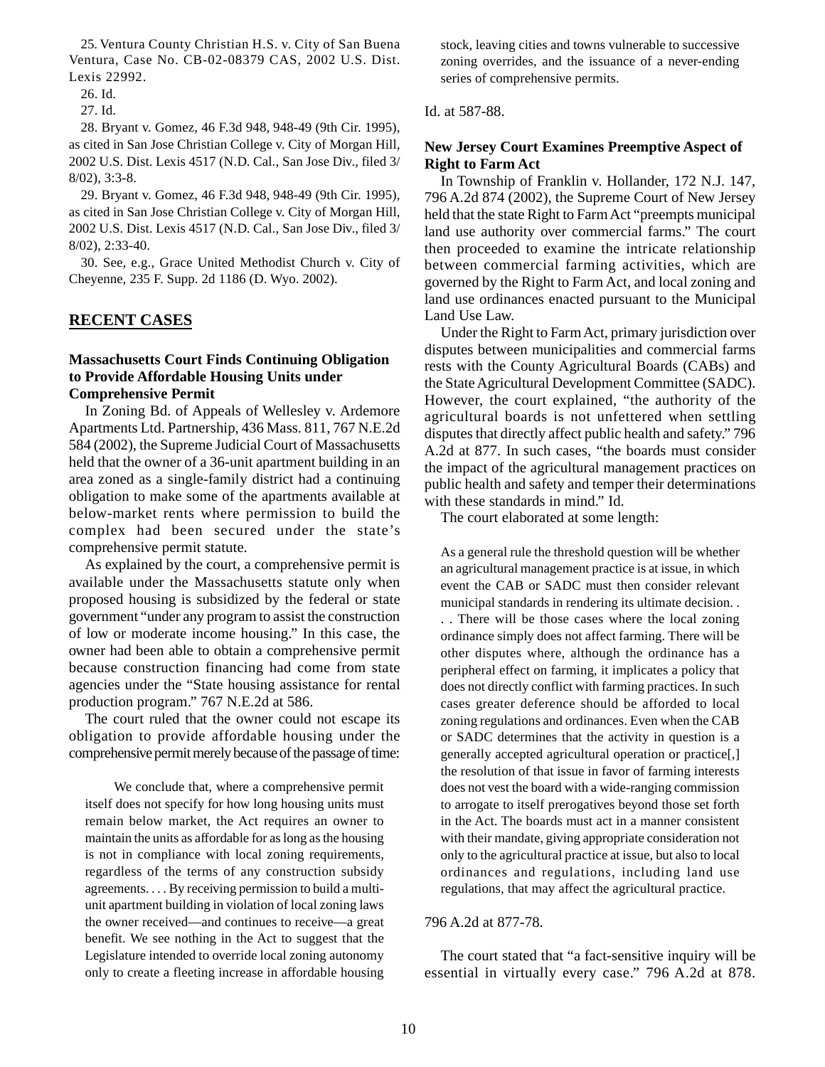25. Ventura County Christian H.S. v. City of San Buena Ventura, Case No. CB-02-08379 CAS, 2002 U.S. Dist. Lexis 22992.

26. Id.

27. Id.

28. Bryant v. Gomez, 46 F.3d 948, 948-49 (9th Cir. 1995), as cited in San Jose Christian College v. City of Morgan Hill, 2002 U.S. Dist. Lexis 4517 (N.D. Cal., San Jose Div., filed 3/8/02), 3:3-8.

29. Bryant v. Gomez, 46 F.3d 948, 948-49 (9th Cir. 1995), as cited in San Jose Christian College v. City of Morgan Hill, 2002 U.S. Dist. Lexis 4517 (N.D. Cal., San Jose Div., filed 3/8/02), 2:33-40.

30. See, e.g., Grace United Methodist Church v. City of Cheyenne, 235 F. Supp. 2d 1186 (D. Wyo. 2002).

## RECENT CASES

### Massachusetts Court Finds Continuing Obligation to Provide Affordable Housing Units under Comprehensive Permit

In Zoning Bd. of Appeals of Wellesley v. Ardemore Apartments Ltd. Partnership, 436 Mass. 811, 767 N.E.2d 584 (2002), the Supreme Judicial Court of Massachusetts held that the owner of a 36-unit apartment building in an area zoned as a single-family district had a continuing obligation to make some of the apartments available at below-market rents where permission to build the complex had been secured under the state's comprehensive permit statute.

As explained by the court, a comprehensive permit is available under the Massachusetts statute only when proposed housing is subsidized by the federal or state government "under any program to assist the construction of low or moderate income housing." In this case, the owner had been able to obtain a comprehensive permit because construction financing had come from state agencies under the "State housing assistance for rental production program." 767 N.E.2d at 586.

The court ruled that the owner could not escape its obligation to provide affordable housing under the comprehensive permit merely because of the passage of time:

> We conclude that, where a comprehensive permit itself does not specify for how long housing units must remain below market, the Act requires an owner to maintain the units as affordable for as long as the housing is not in compliance with local zoning requirements, regardless of the terms of any construction subsidy agreements. . . . By receiving permission to build a multi-unit apartment building in violation of local zoning laws the owner received—and continues to receive—a great benefit. We see nothing in the Act to suggest that the Legislature intended to override local zoning autonomy only to create a fleeting increase in affordable housing stock, leaving cities and towns vulnerable to successive zoning overrides, and the issuance of a never-ending series of comprehensive permits.

Id. at 587-88.

### New Jersey Court Examines Preemptive Aspect of Right to Farm Act

In Township of Franklin v. Hollander, 172 N.J. 147, 796 A.2d 874 (2002), the Supreme Court of New Jersey held that the state Right to Farm Act "preempts municipal land use authority over commercial farms." The court then proceeded to examine the intricate relationship between commercial farming activities, which are governed by the Right to Farm Act, and local zoning and land use ordinances enacted pursuant to the Municipal Land Use Law.

Under the Right to Farm Act, primary jurisdiction over disputes between municipalities and commercial farms rests with the County Agricultural Boards (CABs) and the State Agricultural Development Committee (SADC). However, the court explained, "the authority of the agricultural boards is not unfettered when settling disputes that directly affect public health and safety." 796 A.2d at 877. In such cases, "the boards must consider the impact of the agricultural management practices on public health and safety and temper their determinations with these standards in mind." Id.

The court elaborated at some length:

> As a general rule the threshold question will be whether an agricultural management practice is at issue, in which event the CAB or SADC must then consider relevant municipal standards in rendering its ultimate decision. . . . There will be those cases where the local zoning ordinance simply does not affect farming. There will be other disputes where, although the ordinance has a peripheral effect on farming, it implicates a policy that does not directly conflict with farming practices. In such cases greater deference should be afforded to local zoning regulations and ordinances. Even when the CAB or SADC determines that the activity in question is a generally accepted agricultural operation or practice[,] the resolution of that issue in favor of farming interests does not vest the board with a wide-ranging commission to arrogate to itself prerogatives beyond those set forth in the Act. The boards must act in a manner consistent with their mandate, giving appropriate consideration not only to the agricultural practice at issue, but also to local ordinances and regulations, including land use regulations, that may affect the agricultural practice.

796 A.2d at 877-78.

The court stated that "a fact-sensitive inquiry will be essential in virtually every case." 796 A.2d at 878.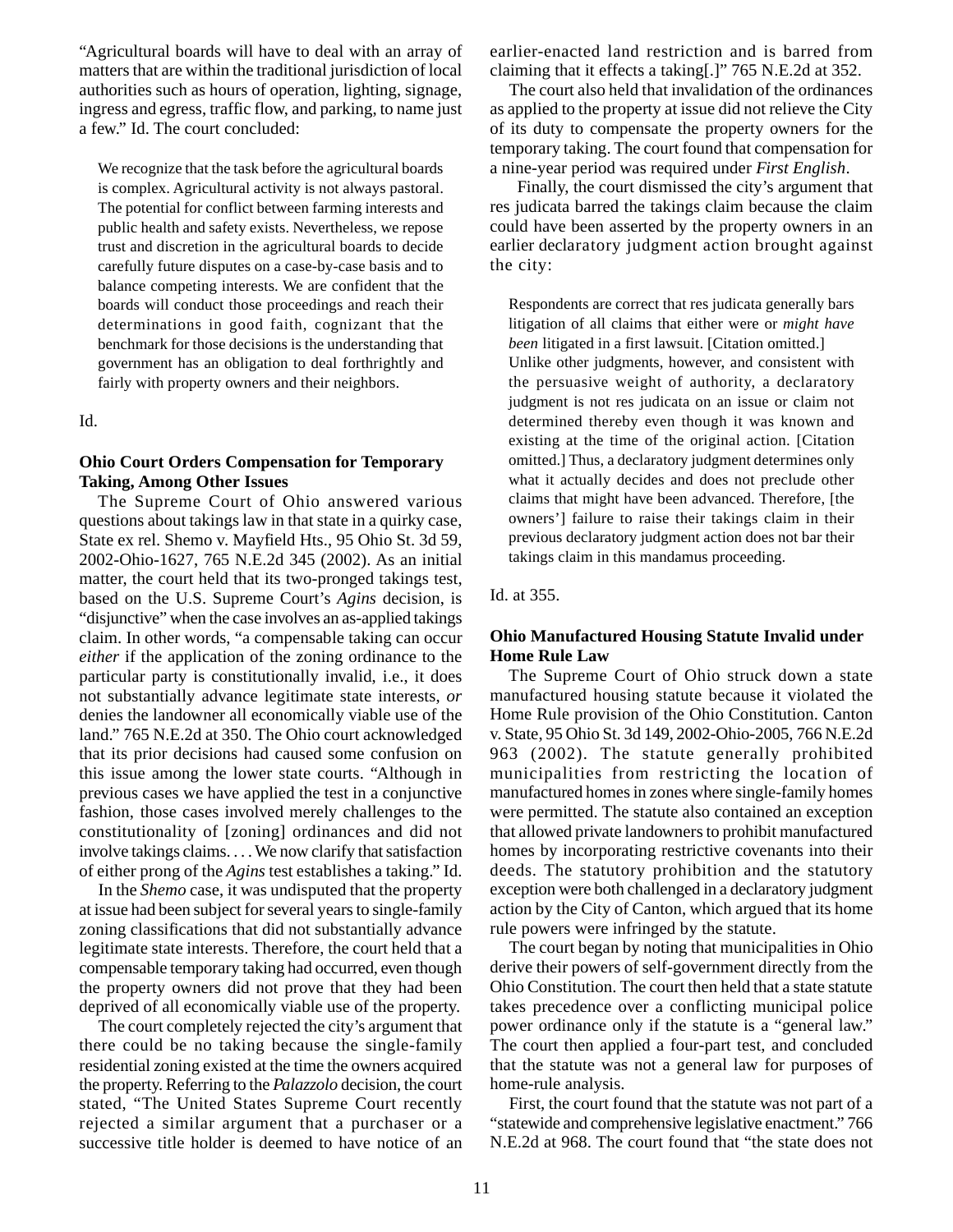"Agricultural boards will have to deal with an array of matters that are within the traditional jurisdiction of local authorities such as hours of operation, lighting, signage, ingress and egress, traffic flow, and parking, to name just a few." Id. The court concluded:

> We recognize that the task before the agricultural boards is complex. Agricultural activity is not always pastoral. The potential for conflict between farming interests and public health and safety exists. Nevertheless, we repose trust and discretion in the agricultural boards to decide carefully future disputes on a case-by-case basis and to balance competing interests. We are confident that the boards will conduct those proceedings and reach their determinations in good faith, cognizant that the benchmark for those decisions is the understanding that government has an obligation to deal forthrightly and fairly with property owners and their neighbors.

Id.

**Ohio Court Orders Compensation for Temporary Taking, Among Other Issues**

The Supreme Court of Ohio answered various questions about takings law in that state in a quirky case, State ex rel. Shemo v. Mayfield Hts., 95 Ohio St. 3d 59, 2002-Ohio-1627, 765 N.E.2d 345 (2002). As an initial matter, the court held that its two-pronged takings test, based on the U.S. Supreme Court's *Agins* decision, is "disjunctive" when the case involves an as-applied takings claim. In other words, "a compensable taking can occur *either* if the application of the zoning ordinance to the particular party is constitutionally invalid, i.e., it does not substantially advance legitimate state interests, *or* denies the landowner all economically viable use of the land." 765 N.E.2d at 350. The Ohio court acknowledged that its prior decisions had caused some confusion on this issue among the lower state courts. "Although in previous cases we have applied the test in a conjunctive fashion, those cases involved merely challenges to the constitutionality of [zoning] ordinances and did not involve takings claims. . . . We now clarify that satisfaction of either prong of the *Agins* test establishes a taking." Id.

In the *Shemo* case, it was undisputed that the property at issue had been subject for several years to single-family zoning classifications that did not substantially advance legitimate state interests. Therefore, the court held that a compensable temporary taking had occurred, even though the property owners did not prove that they had been deprived of all economically viable use of the property.

The court completely rejected the city's argument that there could be no taking because the single-family residential zoning existed at the time the owners acquired the property. Referring to the *Palazzolo* decision, the court stated, "The United States Supreme Court recently rejected a similar argument that a purchaser or a successive title holder is deemed to have notice of an earlier-enacted land restriction and is barred from claiming that it effects a taking[.]" 765 N.E.2d at 352.

The court also held that invalidation of the ordinances as applied to the property at issue did not relieve the City of its duty to compensate the property owners for the temporary taking. The court found that compensation for a nine-year period was required under *First English*.

Finally, the court dismissed the city's argument that res judicata barred the takings claim because the claim could have been asserted by the property owners in an earlier declaratory judgment action brought against the city:

> Respondents are correct that res judicata generally bars litigation of all claims that either were or *might have been* litigated in a first lawsuit. [Citation omitted.] Unlike other judgments, however, and consistent with the persuasive weight of authority, a declaratory judgment is not res judicata on an issue or claim not determined thereby even though it was known and existing at the time of the original action. [Citation omitted.] Thus, a declaratory judgment determines only what it actually decides and does not preclude other claims that might have been advanced. Therefore, [the owners'] failure to raise their takings claim in their previous declaratory judgment action does not bar their takings claim in this mandamus proceeding.

Id. at 355.

**Ohio Manufactured Housing Statute Invalid under Home Rule Law**

The Supreme Court of Ohio struck down a state manufactured housing statute because it violated the Home Rule provision of the Ohio Constitution. Canton v. State, 95 Ohio St. 3d 149, 2002-Ohio-2005, 766 N.E.2d 963 (2002). The statute generally prohibited municipalities from restricting the location of manufactured homes in zones where single-family homes were permitted. The statute also contained an exception that allowed private landowners to prohibit manufactured homes by incorporating restrictive covenants into their deeds. The statutory prohibition and the statutory exception were both challenged in a declaratory judgment action by the City of Canton, which argued that its home rule powers were infringed by the statute.

The court began by noting that municipalities in Ohio derive their powers of self-government directly from the Ohio Constitution. The court then held that a state statute takes precedence over a conflicting municipal police power ordinance only if the statute is a "general law." The court then applied a four-part test, and concluded that the statute was not a general law for purposes of home-rule analysis.

First, the court found that the statute was not part of a "statewide and comprehensive legislative enactment." 766 N.E.2d at 968. The court found that "the state does not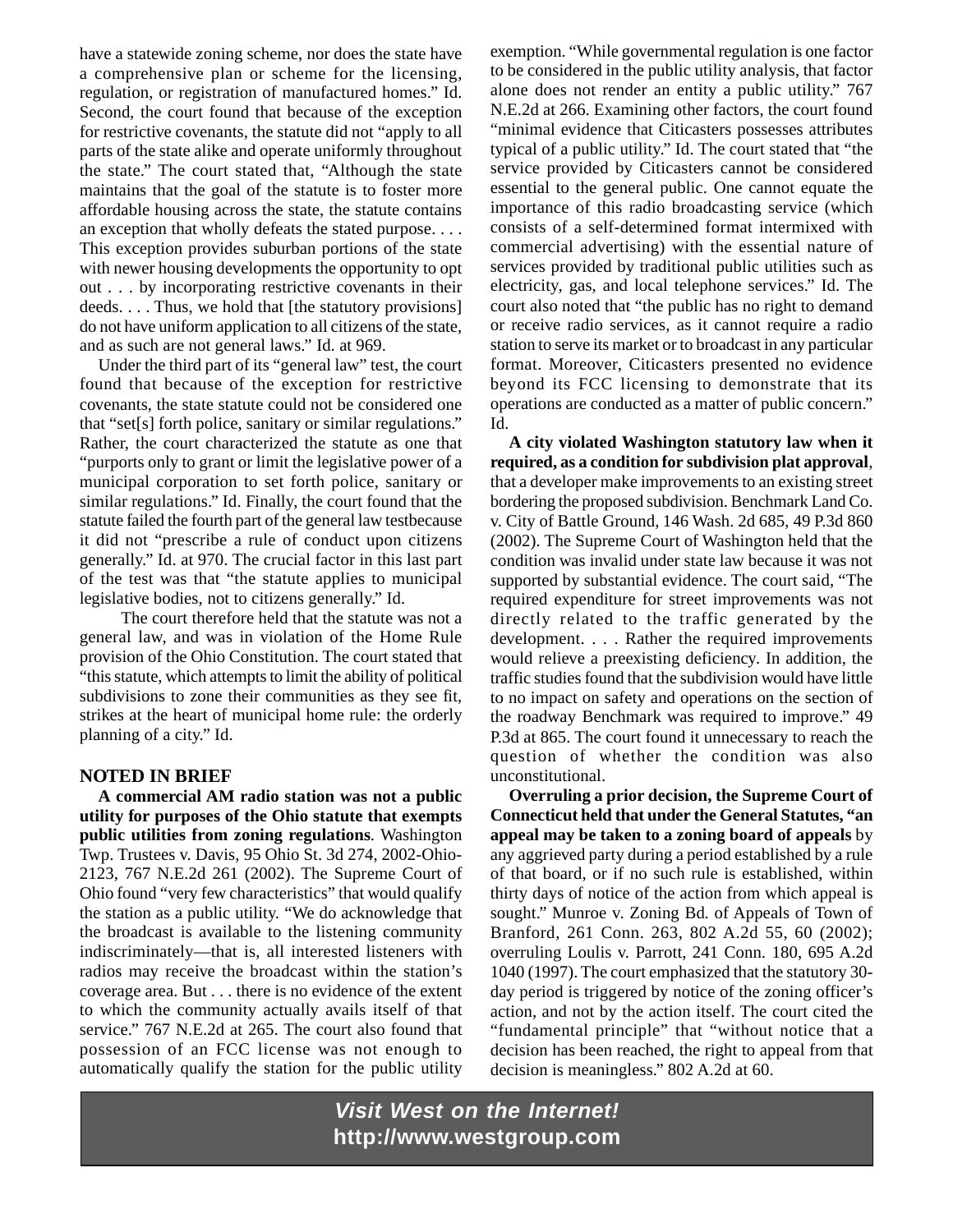have a statewide zoning scheme, nor does the state have a comprehensive plan or scheme for the licensing, regulation, or registration of manufactured homes." Id. Second, the court found that because of the exception for restrictive covenants, the statute did not "apply to all parts of the state alike and operate uniformly throughout the state." The court stated that, "Although the state maintains that the goal of the statute is to foster more affordable housing across the state, the statute contains an exception that wholly defeats the stated purpose. . . . This exception provides suburban portions of the state with newer housing developments the opportunity to opt out . . . by incorporating restrictive covenants in their deeds. . . . Thus, we hold that [the statutory provisions] do not have uniform application to all citizens of the state, and as such are not general laws." Id. at 969.

Under the third part of its "general law" test, the court found that because of the exception for restrictive covenants, the state statute could not be considered one that "set[s] forth police, sanitary or similar regulations." Rather, the court characterized the statute as one that "purports only to grant or limit the legislative power of a municipal corporation to set forth police, sanitary or similar regulations." Id. Finally, the court found that the statute failed the fourth part of the general law testbecause it did not "prescribe a rule of conduct upon citizens generally." Id. at 970. The crucial factor in this last part of the test was that "the statute applies to municipal legislative bodies, not to citizens generally." Id.

The court therefore held that the statute was not a general law, and was in violation of the Home Rule provision of the Ohio Constitution. The court stated that "this statute, which attempts to limit the ability of political subdivisions to zone their communities as they see fit, strikes at the heart of municipal home rule: the orderly planning of a city." Id.

## NOTED IN BRIEF

**A commercial AM radio station was not a public utility for purposes of the Ohio statute that exempts public utilities from zoning regulations**. Washington Twp. Trustees v. Davis, 95 Ohio St. 3d 274, 2002-Ohio-2123, 767 N.E.2d 261 (2002). The Supreme Court of Ohio found "very few characteristics" that would qualify the station as a public utility. "We do acknowledge that the broadcast is available to the listening community indiscriminately—that is, all interested listeners with radios may receive the broadcast within the station's coverage area. But . . . there is no evidence of the extent to which the community actually avails itself of that service." 767 N.E.2d at 265. The court also found that possession of an FCC license was not enough to automatically qualify the station for the public utility exemption. "While governmental regulation is one factor to be considered in the public utility analysis, that factor alone does not render an entity a public utility." 767 N.E.2d at 266. Examining other factors, the court found "minimal evidence that Citicasters possesses attributes typical of a public utility." Id. The court stated that "the service provided by Citicasters cannot be considered essential to the general public. One cannot equate the importance of this radio broadcasting service (which consists of a self-determined format intermixed with commercial advertising) with the essential nature of services provided by traditional public utilities such as electricity, gas, and local telephone services." Id. The court also noted that "the public has no right to demand or receive radio services, as it cannot require a radio station to serve its market or to broadcast in any particular format. Moreover, Citicasters presented no evidence beyond its FCC licensing to demonstrate that its operations are conducted as a matter of public concern." Id.

**A city violated Washington statutory law when it required, as a condition for subdivision plat approval**, that a developer make improvements to an existing street bordering the proposed subdivision. Benchmark Land Co. v. City of Battle Ground, 146 Wash. 2d 685, 49 P.3d 860 (2002). The Supreme Court of Washington held that the condition was invalid under state law because it was not supported by substantial evidence. The court said, "The required expenditure for street improvements was not directly related to the traffic generated by the development. . . . Rather the required improvements would relieve a preexisting deficiency. In addition, the traffic studies found that the subdivision would have little to no impact on safety and operations on the section of the roadway Benchmark was required to improve." 49 P.3d at 865. The court found it unnecessary to reach the question of whether the condition was also unconstitutional.

**Overruling a prior decision, the Supreme Court of Connecticut held that under the General Statutes, "an appeal may be taken to a zoning board of appeals** by any aggrieved party during a period established by a rule of that board, or if no such rule is established, within thirty days of notice of the action from which appeal is sought." Munroe v. Zoning Bd. of Appeals of Town of Branford, 261 Conn. 263, 802 A.2d 55, 60 (2002); overruling Loulis v. Parrott, 241 Conn. 180, 695 A.2d 1040 (1997). The court emphasized that the statutory 30-day period is triggered by notice of the zoning officer's action, and not by the action itself. The court cited the "fundamental principle" that "without notice that a decision has been reached, the right to appeal from that decision is meaningless." 802 A.2d at 60.

***Visit West on the Internet!***
**http://www.westgroup.com**